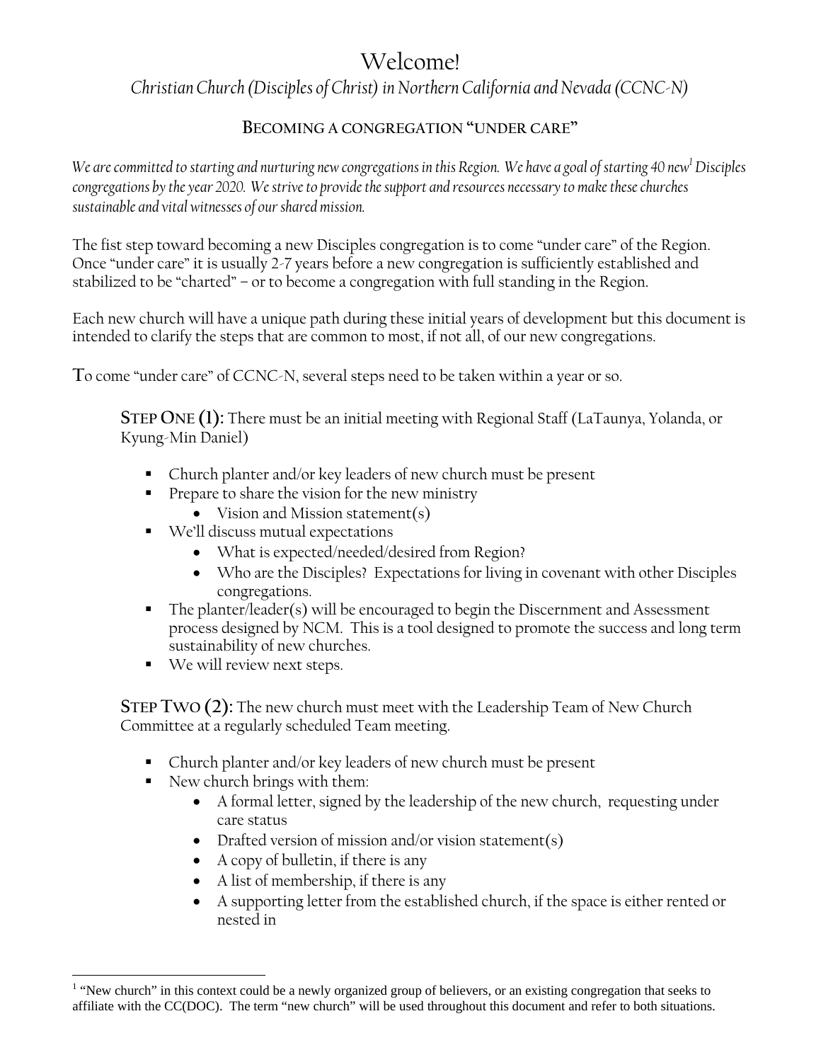# Welcome!

## *Christian Church (Disciples of Christ) in Northern California and Nevada (CCNC-N)*

### BECOMING A CONGREGATION "UNDER CARE"

*We are committed to starting and nurturing new congregations in this Region. We have a goal of starting 40 new[1] Disciples congregations by the year 2020. We strive to provide the support and resources necessary to make these churches sustainable and vital witnesses of our shared mission.*

The fist step toward becoming a new Disciples congregation is to come "under care" of the Region. Once "under care" it is usually 2-7 years before a new congregation is sufficiently established and stabilized to be "charted" – or to become a congregation with full standing in the Region.

Each new church will have a unique path during these initial years of development but this document is intended to clarify the steps that are common to most, if not all, of our new congregations.

To come "under care" of CCNC-N, several steps need to be taken within a year or so.

**STEP ONE (1):** There must be an initial meeting with Regional Staff (LaTaunya, Yolanda, or Kyung-Min Daniel)

- Church planter and/or key leaders of new church must be present
- Prepare to share the vision for the new ministry
  - Vision and Mission statement(s)
- We'll discuss mutual expectations
  - What is expected/needed/desired from Region?
  - Who are the Disciples? Expectations for living in covenant with other Disciples congregations.
- The planter/leader(s) will be encouraged to begin the Discernment and Assessment process designed by NCM. This is a tool designed to promote the success and long term sustainability of new churches.
- We will review next steps.

**STEP TWO (2):** The new church must meet with the Leadership Team of New Church Committee at a regularly scheduled Team meeting.

- Church planter and/or key leaders of new church must be present
- New church brings with them:
  - A formal letter, signed by the leadership of the new church, requesting under care status
  - Drafted version of mission and/or vision statement(s)
  - A copy of bulletin, if there is any
  - A list of membership, if there is any
  - A supporting letter from the established church, if the space is either rented or nested in

[1] "New church" in this context could be a newly organized group of believers, or an existing congregation that seeks to affiliate with the CC(DOC). The term "new church" will be used throughout this document and refer to both situations.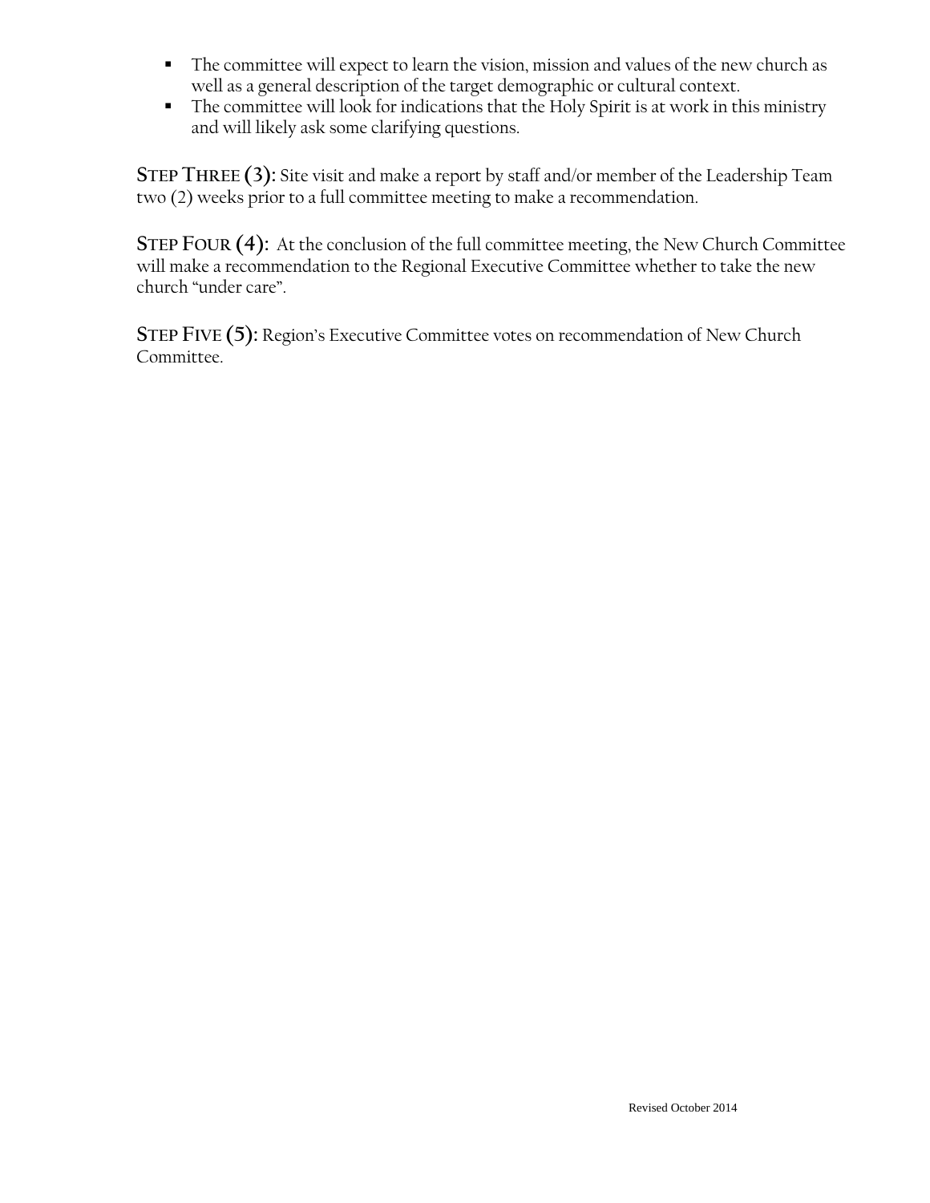- The committee will expect to learn the vision, mission and values of the new church as well as a general description of the target demographic or cultural context.
- The committee will look for indications that the Holy Spirit is at work in this ministry and will likely ask some clarifying questions.

**STEP THREE (3):** Site visit and make a report by staff and/or member of the Leadership Team two (2) weeks prior to a full committee meeting to make a recommendation.

**STEP FOUR (4):** At the conclusion of the full committee meeting, the New Church Committee will make a recommendation to the Regional Executive Committee whether to take the new church "under care".

**STEP FIVE (5):** Region's Executive Committee votes on recommendation of New Church Committee.

Revised October 2014